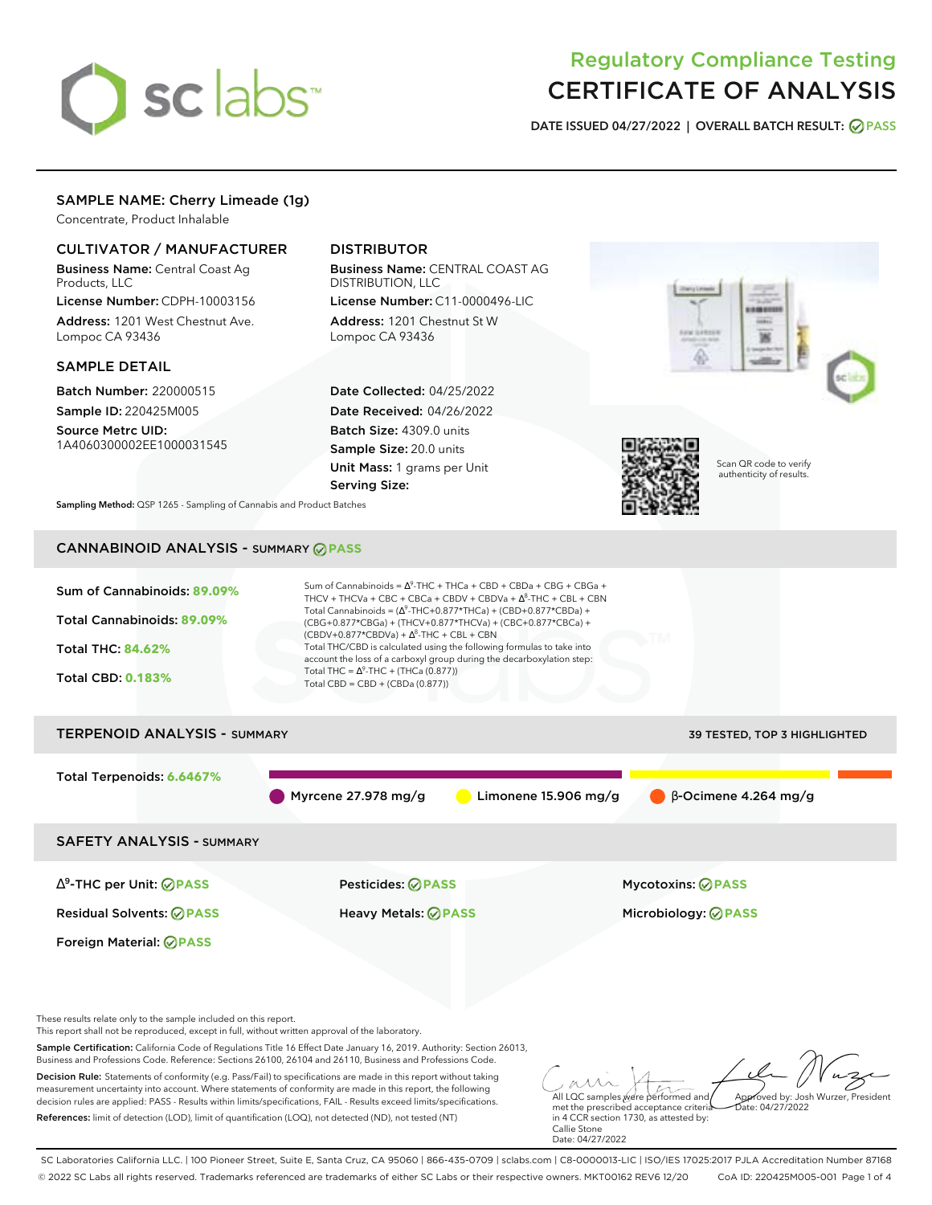# Regulatory Compliance Testing
# CERTIFICATE OF ANALYSIS

DATE ISSUED 04/27/2022 | OVERALL BATCH RESULT: PASS

## SAMPLE NAME: Cherry Limeade (1g)

Concentrate, Product Inhalable

### CULTIVATOR / MANUFACTURER

**Business Name:** Central Coast Ag Products, LLC

**License Number:** CDPH-10003156

**Address:** 1201 West Chestnut Ave. Lompoc CA 93436

### DISTRIBUTOR

**Business Name:** CENTRAL COAST AG DISTRIBUTION, LLC

**License Number:** C11-0000496-LIC

**Address:** 1201 Chestnut St W Lompoc CA 93436

### SAMPLE DETAIL

**Batch Number:** 220000515

**Sample ID:** 220425M005

**Source Metrc UID:** 1A4060300002EE1000031545

**Date Collected:** 04/25/2022

**Date Received:** 04/26/2022

**Batch Size:** 4309.0 units

**Sample Size:** 20.0 units

**Unit Mass:** 1 grams per Unit

**Serving Size:**

Scan QR code to verify authenticity of results.

**Sampling Method:** QSP 1265 - Sampling of Cannabis and Product Batches

## CANNABINOID ANALYSIS - SUMMARY PASS

Sum of Cannabinoids: **89.09%**

Total Cannabinoids: **89.09%**

Total THC: **84.62%**

Total CBD: **0.183%**

Sum of Cannabinoids = $\Delta^9$-THC + THCa + CBD + CBDa + CBG + CBGa + THCV + THCVa + CBC + CBCa + CBDV + CBDVa + $\Delta^8$-THC + CBL + CBN

Total Cannabinoids = ($\Delta^9$-THC+0.877\*THCa) + (CBD+0.877\*CBDa) + (CBG+0.877\*CBGa) + (THCV+0.877\*THCVa) + (CBC+0.877\*CBCa) + (CBDV+0.877\*CBDVa) + $\Delta^8$-THC + CBL + CBN

Total THC/CBD is calculated using the following formulas to take into account the loss of a carboxyl group during the decarboxylation step:

Total THC = $\Delta^9$-THC + (THCa (0.877))

Total CBD = CBD + (CBDa (0.877))

## TERPENOID ANALYSIS - SUMMARY

39 TESTED, TOP 3 HIGHLIGHTED

Total Terpenoids: **6.6467%**

Myrcene 27.978 mg/g | Limonene 15.906 mg/g | β-Ocimene 4.264 mg/g

## SAFETY ANALYSIS - SUMMARY

| | | |
|---|---|---|
| $\Delta^9$-THC per Unit: PASS | Pesticides: PASS | Mycotoxins: PASS |
| Residual Solvents: PASS | Heavy Metals: PASS | Microbiology: PASS |
| Foreign Material: PASS | | |

These results relate only to the sample included on this report.
This report shall not be reproduced, except in full, without written approval of the laboratory.

**Sample Certification:** California Code of Regulations Title 16 Effect Date January 16, 2019. Authority: Section 26013, Business and Professions Code. Reference: Sections 26100, 26104 and 26110, Business and Professions Code.

**Decision Rule:** Statements of conformity (e.g. Pass/Fail) to specifications are made in this report without taking measurement uncertainty into account. Where statements of conformity are made in this report, the following decision rules are applied: PASS - Results within limits/specifications, FAIL - Results exceed limits/specifications.

**References:** limit of detection (LOD), limit of quantification (LOQ), not detected (ND), not tested (NT)

All LQC samples were performed and met the prescribed acceptance criteria in 4 CCR section 1730, as attested by: Callie Stone
Date: 04/27/2022

Approved by: Josh Wurzer, President
Date: 04/27/2022

SC Laboratories California LLC. | 100 Pioneer Street, Suite E, Santa Cruz, CA 95060 | 866-435-0709 | sclabs.com | C8-0000013-LIC | ISO/IES 17025:2017 PJLA Accreditation Number 87168
© 2022 SC Labs all rights reserved. Trademarks referenced are trademarks of either SC Labs or their respective owners. MKT00162 REV6 12/20 CoA ID: 220425M005-001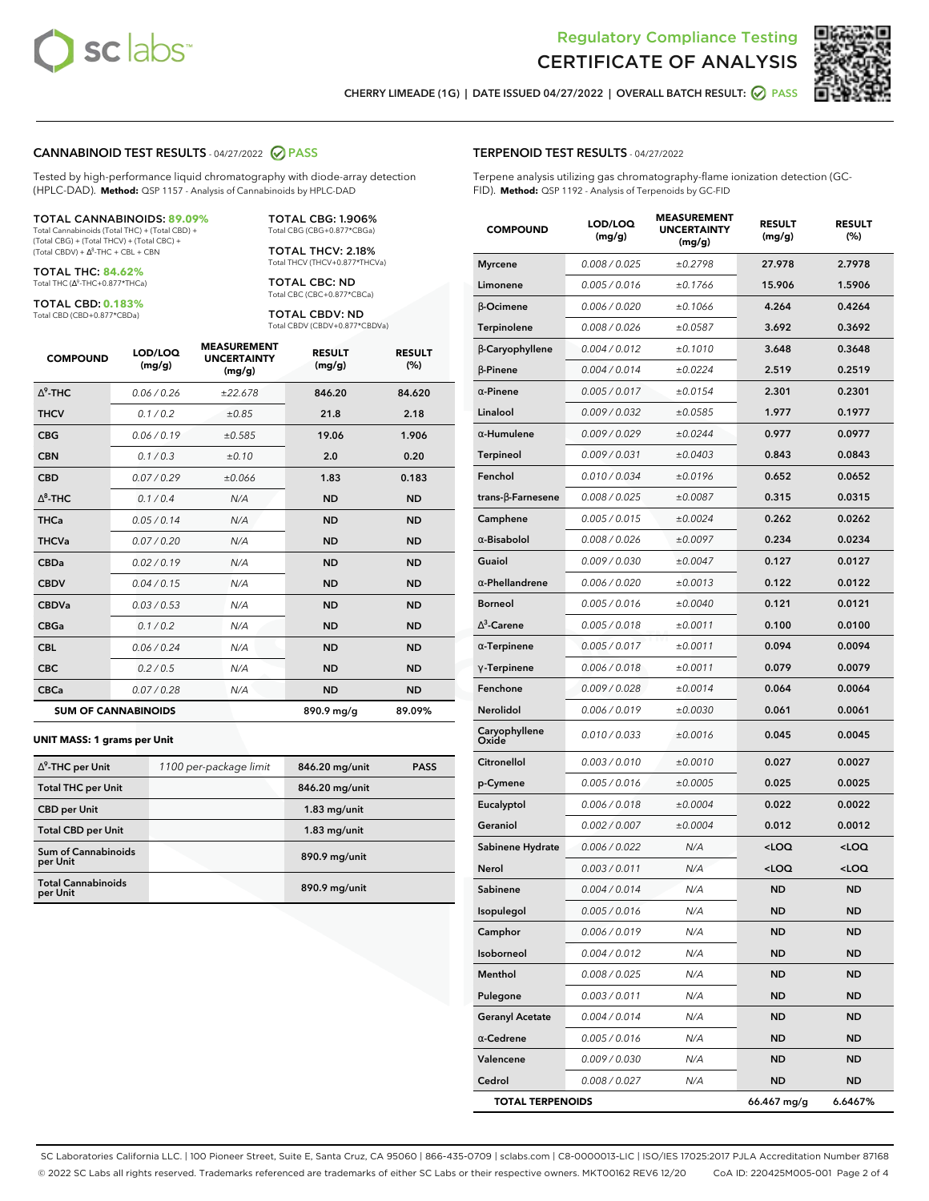Regulatory Compliance Testing
CERTIFICATE OF ANALYSIS

CHERRY LIMEADE (1G) | DATE ISSUED 04/27/2022 | OVERALL BATCH RESULT: PASS

## CANNABINOID TEST RESULTS - 04/27/2022 PASS

Tested by high-performance liquid chromatography with diode-array detection (HPLC-DAD). **Method:** QSP 1157 - Analysis of Cannabinoids by HPLC-DAD

**TOTAL CANNABINOIDS: 89.09%**
Total Cannabinoids (Total THC) + (Total CBD) + (Total CBG) + (Total THCV) + (Total CBC) + (Total CBDV) + $\Delta^8$-THC + CBL + CBN

**TOTAL THC: 84.62%**
Total THC ($\Delta^9$-THC+0.877*THCa)

**TOTAL CBD: 0.183%**
Total CBD (CBD+0.877*CBDa)

**TOTAL CBG: 1.906%**
Total CBG (CBG+0.877*CBGa)

**TOTAL THCV: 2.18%**
Total THCV (THCV+0.877*THCVa)

**TOTAL CBC: ND**
Total CBC (CBC+0.877*CBCa)

**TOTAL CBDV: ND**
Total CBDV (CBDV+0.877*CBDVa)

| COMPOUND | LOD/LOQ (mg/g) | MEASUREMENT UNCERTAINTY (mg/g) | RESULT (mg/g) | RESULT (%) |
|---|---|---|---|---|
| $\Delta^9$-THC | 0.06 / 0.26 | ±22.678 | 846.20 | 84.620 |
| THCV | 0.1 / 0.2 | ±0.85 | 21.8 | 2.18 |
| CBG | 0.06 / 0.19 | ±0.585 | 19.06 | 1.906 |
| CBN | 0.1 / 0.3 | ±0.10 | 2.0 | 0.20 |
| CBD | 0.07 / 0.29 | ±0.066 | 1.83 | 0.183 |
| $\Delta^8$-THC | 0.1 / 0.4 | N/A | ND | ND |
| THCa | 0.05 / 0.14 | N/A | ND | ND |
| THCVa | 0.07 / 0.20 | N/A | ND | ND |
| CBDa | 0.02 / 0.19 | N/A | ND | ND |
| CBDV | 0.04 / 0.15 | N/A | ND | ND |
| CBDVa | 0.03 / 0.53 | N/A | ND | ND |
| CBGa | 0.1 / 0.2 | N/A | ND | ND |
| CBL | 0.06 / 0.24 | N/A | ND | ND |
| CBC | 0.2 / 0.5 | N/A | ND | ND |
| CBCa | 0.07 / 0.28 | N/A | ND | ND |
| **SUM OF CANNABINOIDS** | | | 890.9 mg/g | 89.09% |

**UNIT MASS: 1 grams per Unit**

| | | | |
|---|---|---|---|
| $\Delta^9$-THC per Unit | 1100 per-package limit | 846.20 mg/unit | PASS |
| Total THC per Unit | | 846.20 mg/unit | |
| CBD per Unit | | 1.83 mg/unit | |
| Total CBD per Unit | | 1.83 mg/unit | |
| Sum of Cannabinoids per Unit | | 890.9 mg/unit | |
| Total Cannabinoids per Unit | | 890.9 mg/unit | |

## TERPENOID TEST RESULTS - 04/27/2022

Terpene analysis utilizing gas chromatography-flame ionization detection (GC-FID). **Method:** QSP 1192 - Analysis of Terpenoids by GC-FID

| COMPOUND | LOD/LOQ (mg/g) | MEASUREMENT UNCERTAINTY (mg/g) | RESULT (mg/g) | RESULT (%) |
|---|---|---|---|---|
| Myrcene | 0.008 / 0.025 | ±0.2798 | 27.978 | 2.7978 |
| Limonene | 0.005 / 0.016 | ±0.1766 | 15.906 | 1.5906 |
| β-Ocimene | 0.006 / 0.020 | ±0.1066 | 4.264 | 0.4264 |
| Terpinolene | 0.008 / 0.026 | ±0.0587 | 3.692 | 0.3692 |
| β-Caryophyllene | 0.004 / 0.012 | ±0.1010 | 3.648 | 0.3648 |
| β-Pinene | 0.004 / 0.014 | ±0.0224 | 2.519 | 0.2519 |
| α-Pinene | 0.005 / 0.017 | ±0.0154 | 2.301 | 0.2301 |
| Linalool | 0.009 / 0.032 | ±0.0585 | 1.977 | 0.1977 |
| α-Humulene | 0.009 / 0.029 | ±0.0244 | 0.977 | 0.0977 |
| Terpineol | 0.009 / 0.031 | ±0.0403 | 0.843 | 0.0843 |
| Fenchol | 0.010 / 0.034 | ±0.0196 | 0.652 | 0.0652 |
| trans-β-Farnesene | 0.008 / 0.025 | ±0.0087 | 0.315 | 0.0315 |
| Camphene | 0.005 / 0.015 | ±0.0024 | 0.262 | 0.0262 |
| α-Bisabolol | 0.008 / 0.026 | ±0.0097 | 0.234 | 0.0234 |
| Guaiol | 0.009 / 0.030 | ±0.0047 | 0.127 | 0.0127 |
| α-Phellandrene | 0.006 / 0.020 | ±0.0013 | 0.122 | 0.0122 |
| Borneol | 0.005 / 0.016 | ±0.0040 | 0.121 | 0.0121 |
| $\Delta^3$-Carene | 0.005 / 0.018 | ±0.0011 | 0.100 | 0.0100 |
| α-Terpinene | 0.005 / 0.017 | ±0.0011 | 0.094 | 0.0094 |
| γ-Terpinene | 0.006 / 0.018 | ±0.0011 | 0.079 | 0.0079 |
| Fenchone | 0.009 / 0.028 | ±0.0014 | 0.064 | 0.0064 |
| Nerolidol | 0.006 / 0.019 | ±0.0030 | 0.061 | 0.0061 |
| Caryophyllene Oxide | 0.010 / 0.033 | ±0.0016 | 0.045 | 0.0045 |
| Citronellol | 0.003 / 0.010 | ±0.0010 | 0.027 | 0.0027 |
| p-Cymene | 0.005 / 0.016 | ±0.0005 | 0.025 | 0.0025 |
| Eucalyptol | 0.006 / 0.018 | ±0.0004 | 0.022 | 0.0022 |
| Geraniol | 0.002 / 0.007 | ±0.0004 | 0.012 | 0.0012 |
| Sabinene Hydrate | 0.006 / 0.022 | N/A | <LOQ | <LOQ |
| Nerol | 0.003 / 0.011 | N/A | <LOQ | <LOQ |
| Sabinene | 0.004 / 0.014 | N/A | ND | ND |
| Isopulegol | 0.005 / 0.016 | N/A | ND | ND |
| Camphor | 0.006 / 0.019 | N/A | ND | ND |
| Isoborneol | 0.004 / 0.012 | N/A | ND | ND |
| Menthol | 0.008 / 0.025 | N/A | ND | ND |
| Pulegone | 0.003 / 0.011 | N/A | ND | ND |
| Geranyl Acetate | 0.004 / 0.014 | N/A | ND | ND |
| α-Cedrene | 0.005 / 0.016 | N/A | ND | ND |
| Valencene | 0.009 / 0.030 | N/A | ND | ND |
| Cedrol | 0.008 / 0.027 | N/A | ND | ND |
| **TOTAL TERPENOIDS** | | | 66.467 mg/g | 6.6467% |

SC Laboratories California LLC. | 100 Pioneer Street, Suite E, Santa Cruz, CA 95060 | 866-435-0709 | sclabs.com | C8-0000013-LIC | ISO/IES 17025:2017 PJLA Accreditation Number 87168
© 2022 SC Labs all rights reserved. Trademarks referenced are trademarks of either SC Labs or their respective owners. MKT00162 REV6 12/20 CoA ID: 220425M005-001